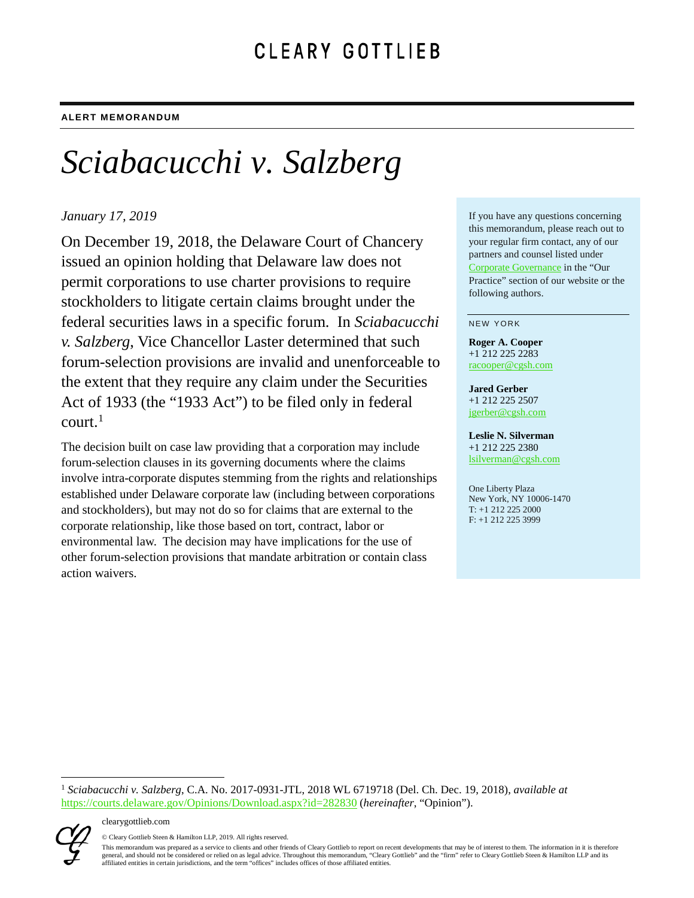CLEARY GOTTLIEB

**ALERT MEMORANDUM**

# *Sciabacucchi v. Salzberg*

*January 17, 2019*

On December 19, 2018, the Delaware Court of Chancery issued an opinion holding that Delaware law does not permit corporations to use charter provisions to require stockholders to litigate certain claims brought under the federal securities laws in a specific forum. In *Sciabacucchi v. Salzberg*, Vice Chancellor Laster determined that such forum-selection provisions are invalid and unenforceable to the extent that they require any claim under the Securities Act of 1933 (the "1933 Act") to be filed only in federal court.[1]

The decision built on case law providing that a corporation may include forum-selection clauses in its governing documents where the claims involve intra-corporate disputes stemming from the rights and relationships established under Delaware corporate law (including between corporations and stockholders), but may not do so for claims that are external to the corporate relationship, like those based on tort, contract, labor or environmental law. The decision may have implications for the use of other forum-selection provisions that mandate arbitration or contain class action waivers.

If you have any questions concerning this memorandum, please reach out to your regular firm contact, any of our partners and counsel listed under [Corporate Governance] in the "Our Practice" section of our website or the following authors.

NEW YORK

**Roger A. Cooper**
+1 212 225 2283
racooper@cgsh.com

**Jared Gerber**
+1 212 225 2507
jgerber@cgsh.com

**Leslie N. Silverman**
+1 212 225 2380
lsilverman@cgsh.com

One Liberty Plaza
New York, NY 10006-1470
T: +1 212 225 2000
F: +1 212 225 3999

---

[1] *Sciabacucchi v. Salzberg*, C.A. No. 2017-0931-JTL, 2018 WL 6719718 (Del. Ch. Dec. 19, 2018), *available at* https://courts.delaware.gov/Opinions/Download.aspx?id=282830 (*hereinafter*, "Opinion").

clearygottlieb.com

© Cleary Gottlieb Steen & Hamilton LLP, 2019. All rights reserved.

This memorandum was prepared as a service to clients and other friends of Cleary Gottlieb to report on recent developments that may be of interest to them. The information in it is therefore general, and should not be considered or relied on as legal advice. Throughout this memorandum, "Cleary Gottlieb" and the "firm" refer to Cleary Gottlieb Steen & Hamilton LLP and its affiliated entities in certain jurisdictions, and the term "offices" includes offices of those affiliated entities.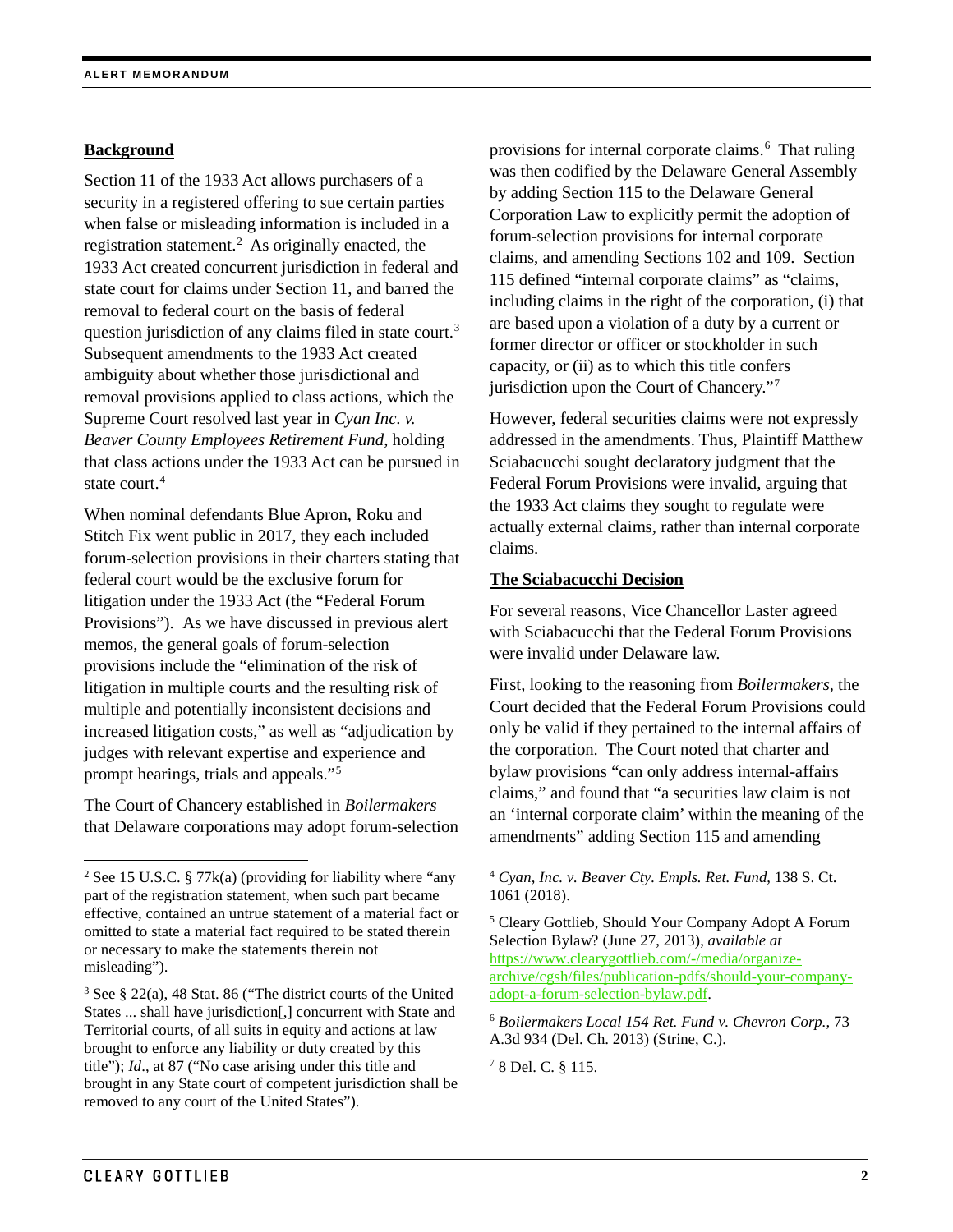**Background**

Section 11 of the 1933 Act allows purchasers of a security in a registered offering to sue certain parties when false or misleading information is included in a registration statement.[2] As originally enacted, the 1933 Act created concurrent jurisdiction in federal and state court for claims under Section 11, and barred the removal to federal court on the basis of federal question jurisdiction of any claims filed in state court.[3] Subsequent amendments to the 1933 Act created ambiguity about whether those jurisdictional and removal provisions applied to class actions, which the Supreme Court resolved last year in *Cyan Inc. v. Beaver County Employees Retirement Fund*, holding that class actions under the 1933 Act can be pursued in state court.[4]

When nominal defendants Blue Apron, Roku and Stitch Fix went public in 2017, they each included forum-selection provisions in their charters stating that federal court would be the exclusive forum for litigation under the 1933 Act (the "Federal Forum Provisions"). As we have discussed in previous alert memos, the general goals of forum-selection provisions include the "elimination of the risk of litigation in multiple courts and the resulting risk of multiple and potentially inconsistent decisions and increased litigation costs," as well as "adjudication by judges with relevant expertise and experience and prompt hearings, trials and appeals."[5]

The Court of Chancery established in *Boilermakers* that Delaware corporations may adopt forum-selection provisions for internal corporate claims.[6] That ruling was then codified by the Delaware General Assembly by adding Section 115 to the Delaware General Corporation Law to explicitly permit the adoption of forum-selection provisions for internal corporate claims, and amending Sections 102 and 109. Section 115 defined "internal corporate claims" as "claims, including claims in the right of the corporation, (i) that are based upon a violation of a duty by a current or former director or officer or stockholder in such capacity, or (ii) as to which this title confers jurisdiction upon the Court of Chancery."[7]

However, federal securities claims were not expressly addressed in the amendments. Thus, Plaintiff Matthew Sciabacucchi sought declaratory judgment that the Federal Forum Provisions were invalid, arguing that the 1933 Act claims they sought to regulate were actually external claims, rather than internal corporate claims.

**The Sciabacucchi Decision**

For several reasons, Vice Chancellor Laster agreed with Sciabacucchi that the Federal Forum Provisions were invalid under Delaware law.

First, looking to the reasoning from *Boilermakers*, the Court decided that the Federal Forum Provisions could only be valid if they pertained to the internal affairs of the corporation. The Court noted that charter and bylaw provisions "can only address internal-affairs claims," and found that "a securities law claim is not an 'internal corporate claim' within the meaning of the amendments" adding Section 115 and amending

---

[2] See 15 U.S.C. § 77k(a) (providing for liability where "any part of the registration statement, when such part became effective, contained an untrue statement of a material fact or omitted to state a material fact required to be stated therein or necessary to make the statements therein not misleading").

[3] See § 22(a), 48 Stat. 86 ("The district courts of the United States ... shall have jurisdiction[,] concurrent with State and Territorial courts, of all suits in equity and actions at law brought to enforce any liability or duty created by this title"); *Id*., at 87 ("No case arising under this title and brought in any State court of competent jurisdiction shall be removed to any court of the United States").

[4] *Cyan, Inc. v. Beaver Cty. Empls. Ret. Fund*, 138 S. Ct. 1061 (2018).

[5] Cleary Gottlieb, Should Your Company Adopt A Forum Selection Bylaw? (June 27, 2013), *available at* https://www.clearygottlieb.com/-/media/organize-archive/cgsh/files/publication-pdfs/should-your-company-adopt-a-forum-selection-bylaw.pdf.

[6] *Boilermakers Local 154 Ret. Fund v. Chevron Corp.*, 73 A.3d 934 (Del. Ch. 2013) (Strine, C.).

[7] 8 Del. C. § 115.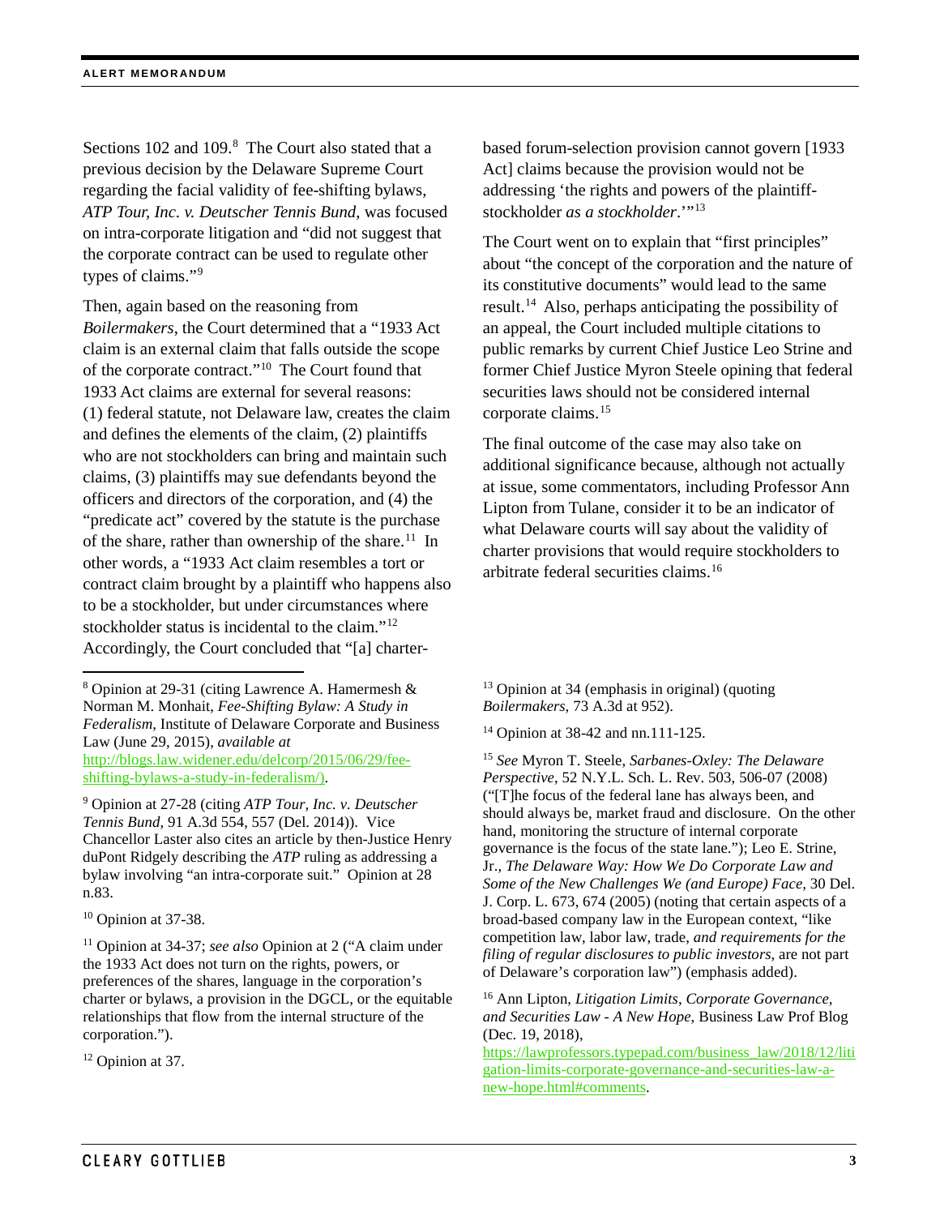Sections 102 and 109.[8] The Court also stated that a previous decision by the Delaware Supreme Court regarding the facial validity of fee-shifting bylaws, *ATP Tour, Inc. v. Deutscher Tennis Bund*, was focused on intra-corporate litigation and "did not suggest that the corporate contract can be used to regulate other types of claims."[9]

Then, again based on the reasoning from *Boilermakers*, the Court determined that a "1933 Act claim is an external claim that falls outside the scope of the corporate contract."[10] The Court found that 1933 Act claims are external for several reasons: (1) federal statute, not Delaware law, creates the claim and defines the elements of the claim, (2) plaintiffs who are not stockholders can bring and maintain such claims, (3) plaintiffs may sue defendants beyond the officers and directors of the corporation, and (4) the "predicate act" covered by the statute is the purchase of the share, rather than ownership of the share.[11] In other words, a "1933 Act claim resembles a tort or contract claim brought by a plaintiff who happens also to be a stockholder, but under circumstances where stockholder status is incidental to the claim."[12] Accordingly, the Court concluded that "[a] charter-based forum-selection provision cannot govern [1933 Act] claims because the provision would not be addressing 'the rights and powers of the plaintiff-stockholder *as a stockholder*.'"[13]

The Court went on to explain that "first principles" about "the concept of the corporation and the nature of its constitutive documents" would lead to the same result.[14] Also, perhaps anticipating the possibility of an appeal, the Court included multiple citations to public remarks by current Chief Justice Leo Strine and former Chief Justice Myron Steele opining that federal securities laws should not be considered internal corporate claims.[15]

The final outcome of the case may also take on additional significance because, although not actually at issue, some commentators, including Professor Ann Lipton from Tulane, consider it to be an indicator of what Delaware courts will say about the validity of charter provisions that would require stockholders to arbitrate federal securities claims.[16]

---

[8] Opinion at 29-31 (citing Lawrence A. Hamermesh & Norman M. Monhait, *Fee-Shifting Bylaw: A Study in Federalism*, Institute of Delaware Corporate and Business Law (June 29, 2015), *available at* http://blogs.law.widener.edu/delcorp/2015/06/29/fee-shifting-bylaws-a-study-in-federalism/).

[9] Opinion at 27-28 (citing *ATP Tour, Inc. v. Deutscher Tennis Bund*, 91 A.3d 554, 557 (Del. 2014)). Vice Chancellor Laster also cites an article by then-Justice Henry duPont Ridgely describing the *ATP* ruling as addressing a bylaw involving "an intra-corporate suit." Opinion at 28 n.83.

[10] Opinion at 37-38.

[11] Opinion at 34-37; *see also* Opinion at 2 ("A claim under the 1933 Act does not turn on the rights, powers, or preferences of the shares, language in the corporation's charter or bylaws, a provision in the DGCL, or the equitable relationships that flow from the internal structure of the corporation.").

[12] Opinion at 37.

[13] Opinion at 34 (emphasis in original) (quoting *Boilermakers*, 73 A.3d at 952).

[14] Opinion at 38-42 and nn.111-125.

[15] *See* Myron T. Steele, *Sarbanes-Oxley: The Delaware Perspective*, 52 N.Y.L. Sch. L. Rev. 503, 506-07 (2008) ("[T]he focus of the federal lane has always been, and should always be, market fraud and disclosure. On the other hand, monitoring the structure of internal corporate governance is the focus of the state lane."); Leo E. Strine, Jr., *The Delaware Way: How We Do Corporate Law and Some of the New Challenges We (and Europe) Face*, 30 Del. J. Corp. L. 673, 674 (2005) (noting that certain aspects of a broad-based company law in the European context, "like competition law, labor law, trade, *and requirements for the filing of regular disclosures to public investors*, are not part of Delaware's corporation law") (emphasis added).

[16] Ann Lipton, *Litigation Limits, Corporate Governance, and Securities Law - A New Hope*, Business Law Prof Blog (Dec. 19, 2018), https://lawprofessors.typepad.com/business_law/2018/12/litigation-limits-corporate-governance-and-securities-law-a-new-hope.html#comments.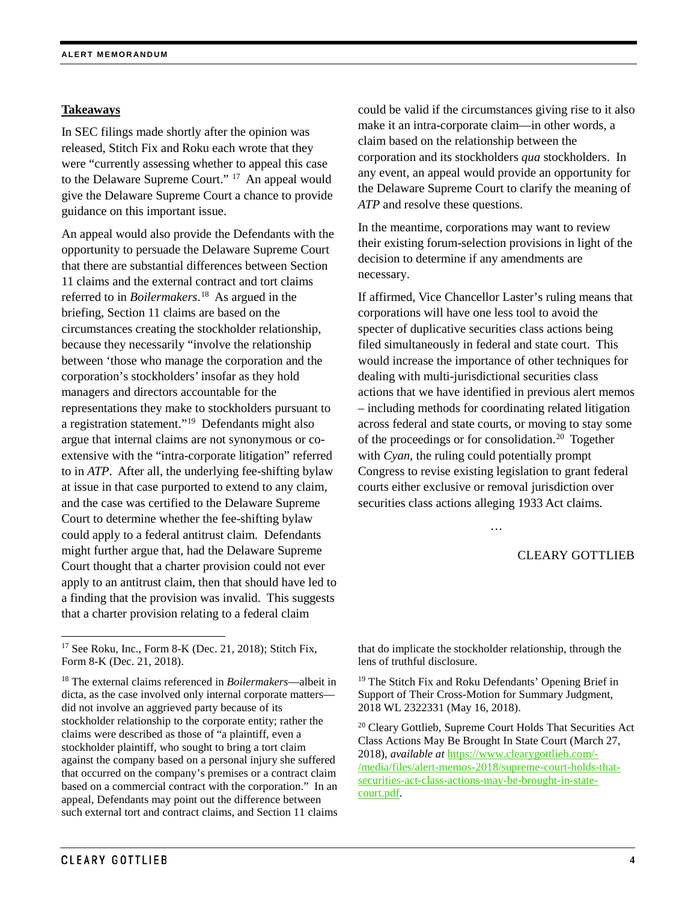**Takeaways**

In SEC filings made shortly after the opinion was released, Stitch Fix and Roku each wrote that they were "currently assessing whether to appeal this case to the Delaware Supreme Court." [17] An appeal would give the Delaware Supreme Court a chance to provide guidance on this important issue.

An appeal would also provide the Defendants with the opportunity to persuade the Delaware Supreme Court that there are substantial differences between Section 11 claims and the external contract and tort claims referred to in *Boilermakers*.[18] As argued in the briefing, Section 11 claims are based on the circumstances creating the stockholder relationship, because they necessarily "involve the relationship between 'those who manage the corporation and the corporation's stockholders' insofar as they hold managers and directors accountable for the representations they make to stockholders pursuant to a registration statement."[19] Defendants might also argue that internal claims are not synonymous or co-extensive with the "intra-corporate litigation" referred to in *ATP*. After all, the underlying fee-shifting bylaw at issue in that case purported to extend to any claim, and the case was certified to the Delaware Supreme Court to determine whether the fee-shifting bylaw could apply to a federal antitrust claim. Defendants might further argue that, had the Delaware Supreme Court thought that a charter provision could not ever apply to an antitrust claim, then that should have led to a finding that the provision was invalid. This suggests that a charter provision relating to a federal claim could be valid if the circumstances giving rise to it also make it an intra-corporate claim—in other words, a claim based on the relationship between the corporation and its stockholders *qua* stockholders. In any event, an appeal would provide an opportunity for the Delaware Supreme Court to clarify the meaning of *ATP* and resolve these questions.

In the meantime, corporations may want to review their existing forum-selection provisions in light of the decision to determine if any amendments are necessary.

If affirmed, Vice Chancellor Laster's ruling means that corporations will have one less tool to avoid the specter of duplicative securities class actions being filed simultaneously in federal and state court. This would increase the importance of other techniques for dealing with multi-jurisdictional securities class actions that we have identified in previous alert memos – including methods for coordinating related litigation across federal and state courts, or moving to stay some of the proceedings or for consolidation.[20] Together with *Cyan*, the ruling could potentially prompt Congress to revise existing legislation to grant federal courts either exclusive or removal jurisdiction over securities class actions alleging 1933 Act claims.

…

CLEARY GOTTLIEB

---

[17] See Roku, Inc., Form 8-K (Dec. 21, 2018); Stitch Fix, Form 8-K (Dec. 21, 2018).

[18] The external claims referenced in *Boilermakers*—albeit in dicta, as the case involved only internal corporate matters—did not involve an aggrieved party because of its stockholder relationship to the corporate entity; rather the claims were described as those of "a plaintiff, even a stockholder plaintiff, who sought to bring a tort claim against the company based on a personal injury she suffered that occurred on the company's premises or a contract claim based on a commercial contract with the corporation." In an appeal, Defendants may point out the difference between such external tort and contract claims, and Section 11 claims that do implicate the stockholder relationship, through the lens of truthful disclosure.

[19] The Stitch Fix and Roku Defendants' Opening Brief in Support of Their Cross-Motion for Summary Judgment, 2018 WL 2322331 (May 16, 2018).

[20] Cleary Gottlieb, Supreme Court Holds That Securities Act Class Actions May Be Brought In State Court (March 27, 2018), *available at* [https://www.clearygottlieb.com/-/media/files/alert-memos-2018/supreme-court-holds-that-securities-act-class-actions-may-be-brought-in-state-court.pdf](https://www.clearygottlieb.com/-/media/files/alert-memos-2018/supreme-court-holds-that-securities-act-class-actions-may-be-brought-in-state-court.pdf).